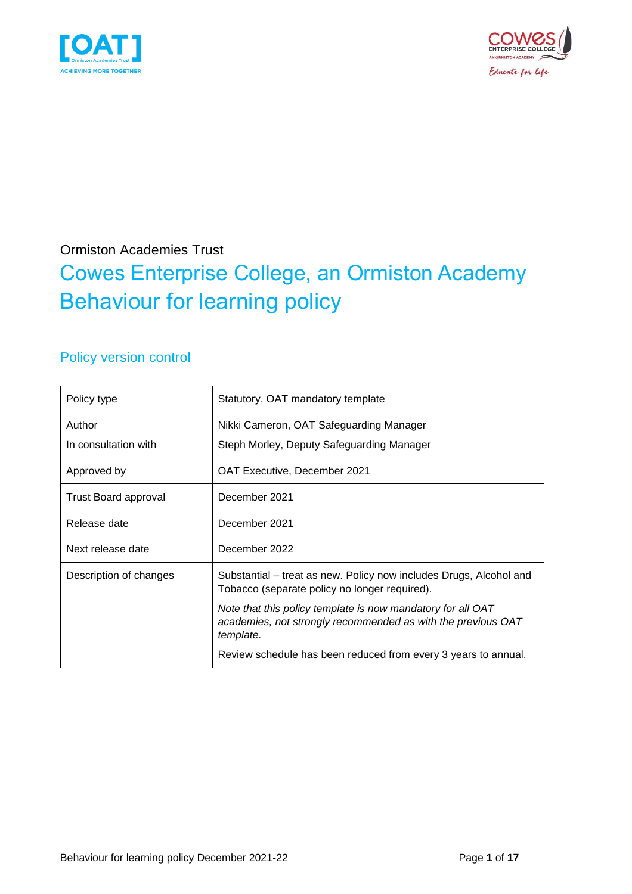Ormiston Academies Trust

# Cowes Enterprise College, an Ormiston Academy Behaviour for learning policy

## Policy version control

| | |
|---|---|
| Policy type | Statutory, OAT mandatory template |
| Author<br>In consultation with | Nikki Cameron, OAT Safeguarding Manager<br>Steph Morley, Deputy Safeguarding Manager |
| Approved by | OAT Executive, December 2021 |
| Trust Board approval | December 2021 |
| Release date | December 2021 |
| Next release date | December 2022 |
| Description of changes | Substantial – treat as new. Policy now includes Drugs, Alcohol and Tobacco (separate policy no longer required).<br>*Note that this policy template is now mandatory for all OAT academies, not strongly recommended as with the previous OAT template.*<br>Review schedule has been reduced from every 3 years to annual. |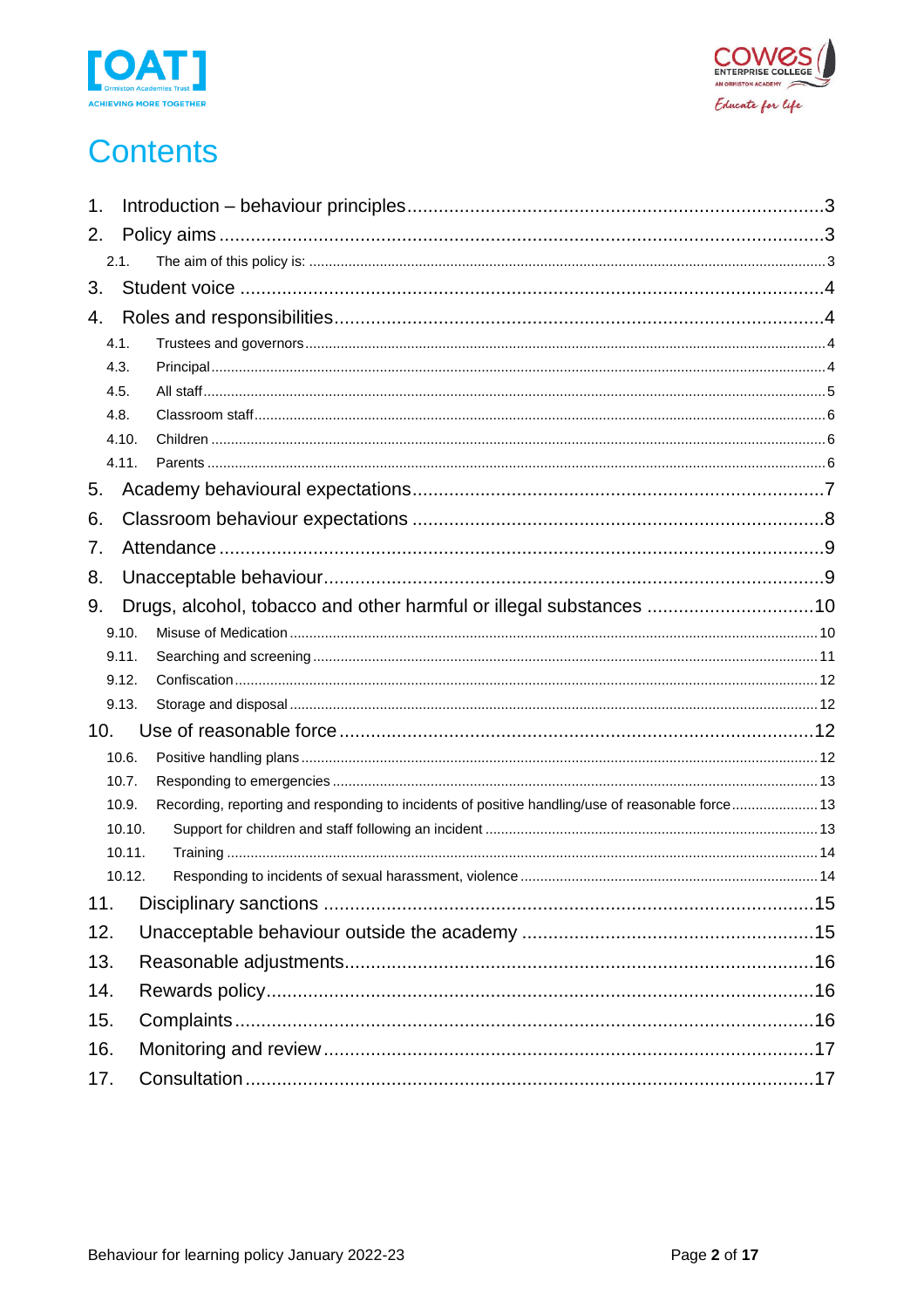# Contents

1. Introduction – behaviour principles ... 3
2. Policy aims ... 3
   - 2.1. The aim of this policy is: ... 3
3. Student voice ... 4
4. Roles and responsibilities ... 4
   - 4.1. Trustees and governors ... 4
   - 4.3. Principal ... 4
   - 4.5. All staff ... 5
   - 4.8. Classroom staff ... 6
   - 4.10. Children ... 6
   - 4.11. Parents ... 6
5. Academy behavioural expectations ... 7
6. Classroom behaviour expectations ... 8
7. Attendance ... 9
8. Unacceptable behaviour ... 9
9. Drugs, alcohol, tobacco and other harmful or illegal substances ... 10
   - 9.10. Misuse of Medication ... 10
   - 9.11. Searching and screening ... 11
   - 9.12. Confiscation ... 12
   - 9.13. Storage and disposal ... 12
10. Use of reasonable force ... 12
    - 10.6. Positive handling plans ... 12
    - 10.7. Responding to emergencies ... 13
    - 10.9. Recording, reporting and responding to incidents of positive handling/use of reasonable force ... 13
    - 10.10. Support for children and staff following an incident ... 13
    - 10.11. Training ... 14
    - 10.12. Responding to incidents of sexual harassment, violence ... 14
11. Disciplinary sanctions ... 15
12. Unacceptable behaviour outside the academy ... 15
13. Reasonable adjustments ... 16
14. Rewards policy ... 16
15. Complaints ... 16
16. Monitoring and review ... 17
17. Consultation ... 17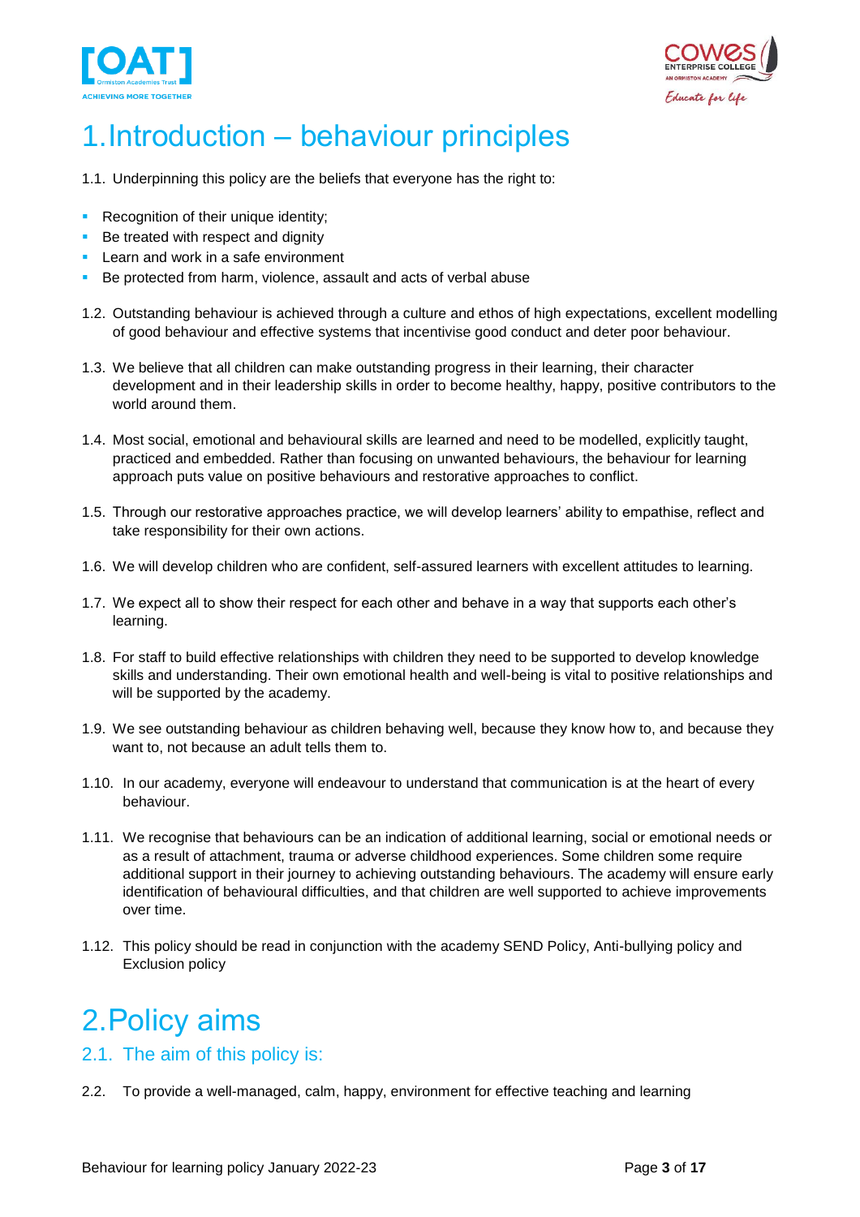# 1. Introduction – behaviour principles

1.1. Underpinning this policy are the beliefs that everyone has the right to:

- Recognition of their unique identity;
- Be treated with respect and dignity
- Learn and work in a safe environment
- Be protected from harm, violence, assault and acts of verbal abuse

1.2. Outstanding behaviour is achieved through a culture and ethos of high expectations, excellent modelling of good behaviour and effective systems that incentivise good conduct and deter poor behaviour.

1.3. We believe that all children can make outstanding progress in their learning, their character development and in their leadership skills in order to become healthy, happy, positive contributors to the world around them.

1.4. Most social, emotional and behavioural skills are learned and need to be modelled, explicitly taught, practiced and embedded. Rather than focusing on unwanted behaviours, the behaviour for learning approach puts value on positive behaviours and restorative approaches to conflict.

1.5. Through our restorative approaches practice, we will develop learners' ability to empathise, reflect and take responsibility for their own actions.

1.6. We will develop children who are confident, self-assured learners with excellent attitudes to learning.

1.7. We expect all to show their respect for each other and behave in a way that supports each other's learning.

1.8. For staff to build effective relationships with children they need to be supported to develop knowledge skills and understanding. Their own emotional health and well-being is vital to positive relationships and will be supported by the academy.

1.9. We see outstanding behaviour as children behaving well, because they know how to, and because they want to, not because an adult tells them to.

1.10. In our academy, everyone will endeavour to understand that communication is at the heart of every behaviour.

1.11. We recognise that behaviours can be an indication of additional learning, social or emotional needs or as a result of attachment, trauma or adverse childhood experiences. Some children some require additional support in their journey to achieving outstanding behaviours. The academy will ensure early identification of behavioural difficulties, and that children are well supported to achieve improvements over time.

1.12. This policy should be read in conjunction with the academy SEND Policy, Anti-bullying policy and Exclusion policy

# 2. Policy aims

## 2.1. The aim of this policy is:

2.2. To provide a well-managed, calm, happy, environment for effective teaching and learning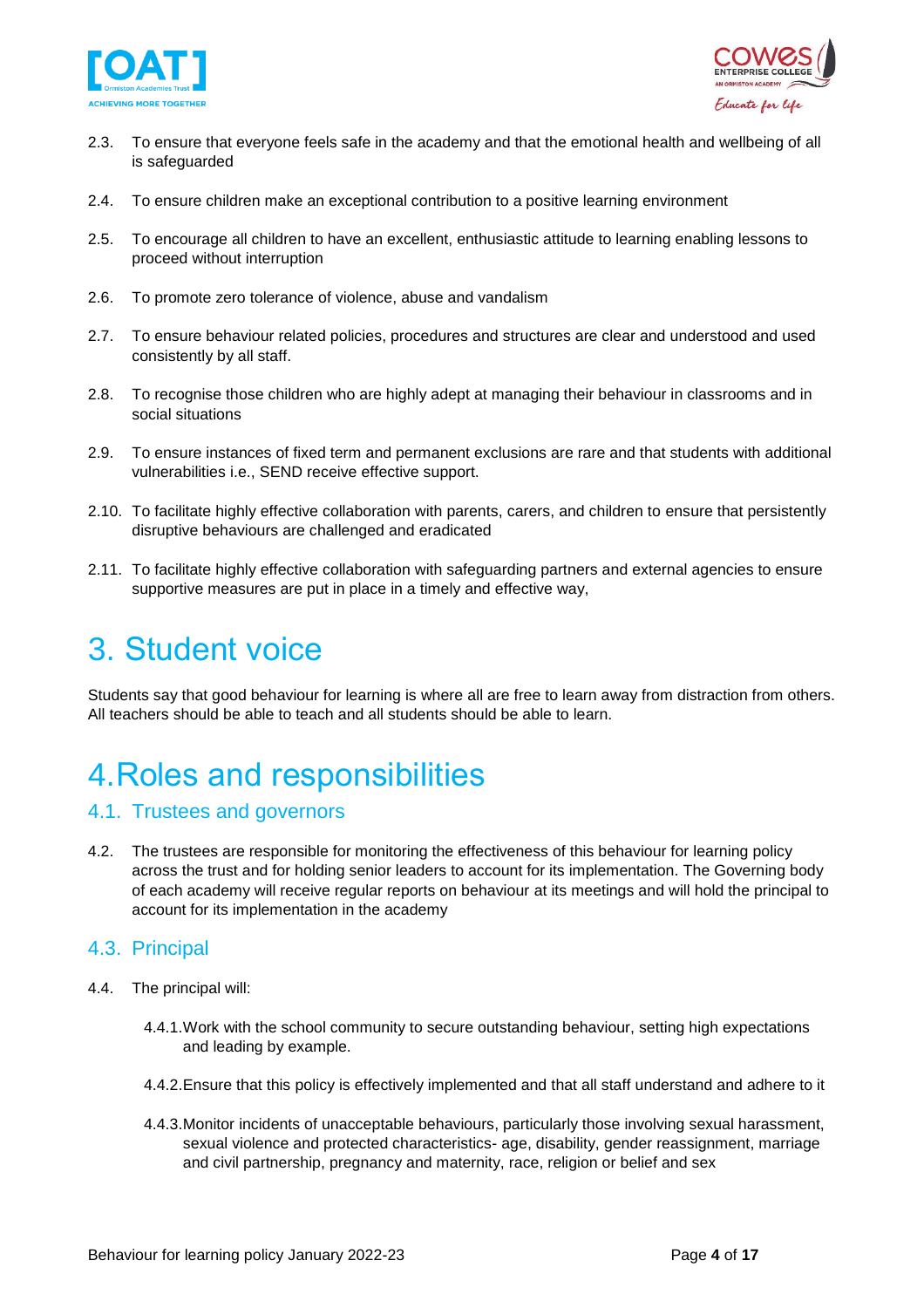2.3. To ensure that everyone feels safe in the academy and that the emotional health and wellbeing of all is safeguarded

2.4. To ensure children make an exceptional contribution to a positive learning environment

2.5. To encourage all children to have an excellent, enthusiastic attitude to learning enabling lessons to proceed without interruption

2.6. To promote zero tolerance of violence, abuse and vandalism

2.7. To ensure behaviour related policies, procedures and structures are clear and understood and used consistently by all staff.

2.8. To recognise those children who are highly adept at managing their behaviour in classrooms and in social situations

2.9. To ensure instances of fixed term and permanent exclusions are rare and that students with additional vulnerabilities i.e., SEND receive effective support.

2.10. To facilitate highly effective collaboration with parents, carers, and children to ensure that persistently disruptive behaviours are challenged and eradicated

2.11. To facilitate highly effective collaboration with safeguarding partners and external agencies to ensure supportive measures are put in place in a timely and effective way,

# 3. Student voice

Students say that good behaviour for learning is where all are free to learn away from distraction from others. All teachers should be able to teach and all students should be able to learn.

# 4. Roles and responsibilities

## 4.1. Trustees and governors

4.2. The trustees are responsible for monitoring the effectiveness of this behaviour for learning policy across the trust and for holding senior leaders to account for its implementation. The Governing body of each academy will receive regular reports on behaviour at its meetings and will hold the principal to account for its implementation in the academy

## 4.3. Principal

4.4. The principal will:

4.4.1. Work with the school community to secure outstanding behaviour, setting high expectations and leading by example.

4.4.2. Ensure that this policy is effectively implemented and that all staff understand and adhere to it

4.4.3. Monitor incidents of unacceptable behaviours, particularly those involving sexual harassment, sexual violence and protected characteristics- age, disability, gender reassignment, marriage and civil partnership, pregnancy and maternity, race, religion or belief and sex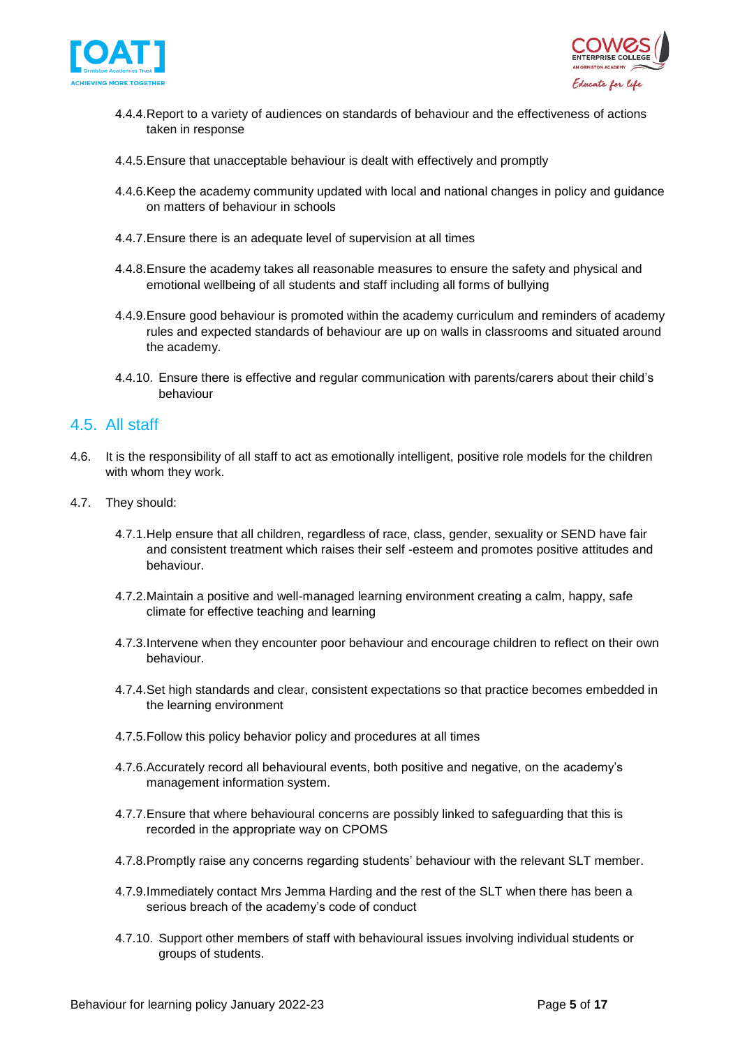4.4.4. Report to a variety of audiences on standards of behaviour and the effectiveness of actions taken in response

4.4.5. Ensure that unacceptable behaviour is dealt with effectively and promptly

4.4.6. Keep the academy community updated with local and national changes in policy and guidance on matters of behaviour in schools

4.4.7. Ensure there is an adequate level of supervision at all times

4.4.8. Ensure the academy takes all reasonable measures to ensure the safety and physical and emotional wellbeing of all students and staff including all forms of bullying

4.4.9. Ensure good behaviour is promoted within the academy curriculum and reminders of academy rules and expected standards of behaviour are up on walls in classrooms and situated around the academy.

4.4.10. Ensure there is effective and regular communication with parents/carers about their child's behaviour

## 4.5. All staff

4.6. It is the responsibility of all staff to act as emotionally intelligent, positive role models for the children with whom they work.

4.7. They should:

4.7.1. Help ensure that all children, regardless of race, class, gender, sexuality or SEND have fair and consistent treatment which raises their self -esteem and promotes positive attitudes and behaviour.

4.7.2. Maintain a positive and well-managed learning environment creating a calm, happy, safe climate for effective teaching and learning

4.7.3. Intervene when they encounter poor behaviour and encourage children to reflect on their own behaviour.

4.7.4. Set high standards and clear, consistent expectations so that practice becomes embedded in the learning environment

4.7.5. Follow this policy behavior policy and procedures at all times

4.7.6. Accurately record all behavioural events, both positive and negative, on the academy's management information system.

4.7.7. Ensure that where behavioural concerns are possibly linked to safeguarding that this is recorded in the appropriate way on CPOMS

4.7.8. Promptly raise any concerns regarding students' behaviour with the relevant SLT member.

4.7.9. Immediately contact Mrs Jemma Harding and the rest of the SLT when there has been a serious breach of the academy's code of conduct

4.7.10. Support other members of staff with behavioural issues involving individual students or groups of students.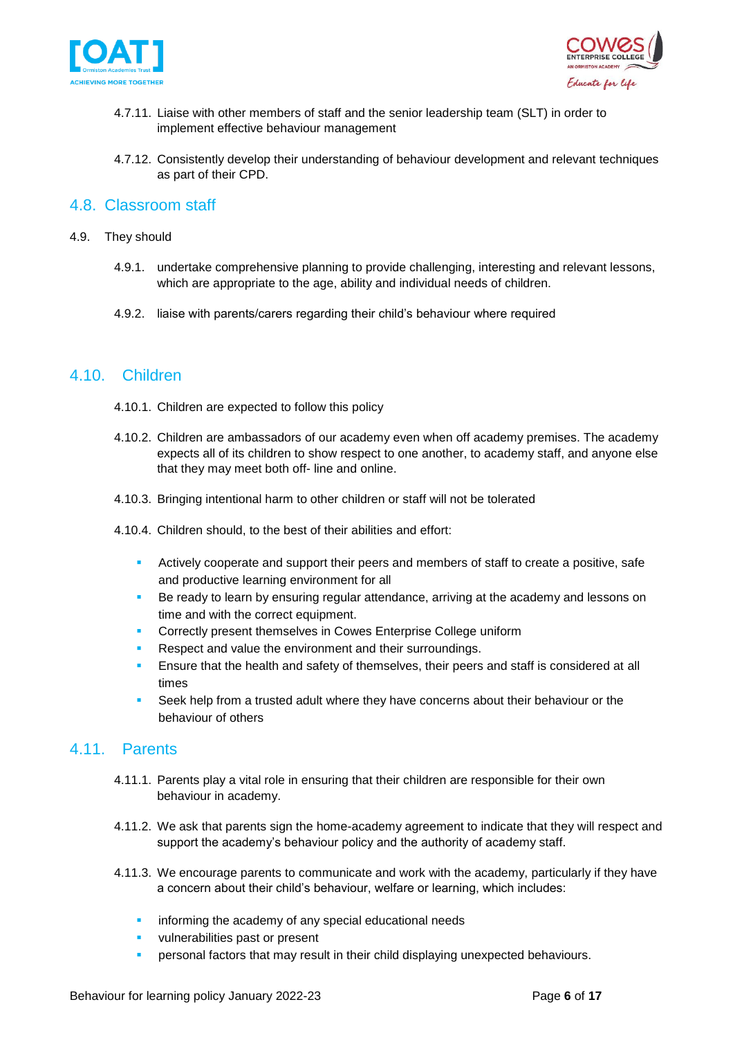4.7.11. Liaise with other members of staff and the senior leadership team (SLT) in order to implement effective behaviour management

4.7.12. Consistently develop their understanding of behaviour development and relevant techniques as part of their CPD.

## 4.8. Classroom staff

4.9. They should

4.9.1. undertake comprehensive planning to provide challenging, interesting and relevant lessons, which are appropriate to the age, ability and individual needs of children.

4.9.2. liaise with parents/carers regarding their child's behaviour where required

## 4.10. Children

4.10.1. Children are expected to follow this policy

4.10.2. Children are ambassadors of our academy even when off academy premises. The academy expects all of its children to show respect to one another, to academy staff, and anyone else that they may meet both off- line and online.

4.10.3. Bringing intentional harm to other children or staff will not be tolerated

4.10.4. Children should, to the best of their abilities and effort:

- Actively cooperate and support their peers and members of staff to create a positive, safe and productive learning environment for all
- Be ready to learn by ensuring regular attendance, arriving at the academy and lessons on time and with the correct equipment.
- Correctly present themselves in Cowes Enterprise College uniform
- Respect and value the environment and their surroundings.
- Ensure that the health and safety of themselves, their peers and staff is considered at all times
- Seek help from a trusted adult where they have concerns about their behaviour or the behaviour of others

## 4.11. Parents

4.11.1. Parents play a vital role in ensuring that their children are responsible for their own behaviour in academy.

4.11.2. We ask that parents sign the home-academy agreement to indicate that they will respect and support the academy's behaviour policy and the authority of academy staff.

4.11.3. We encourage parents to communicate and work with the academy, particularly if they have a concern about their child's behaviour, welfare or learning, which includes:

- informing the academy of any special educational needs
- vulnerabilities past or present
- personal factors that may result in their child displaying unexpected behaviours.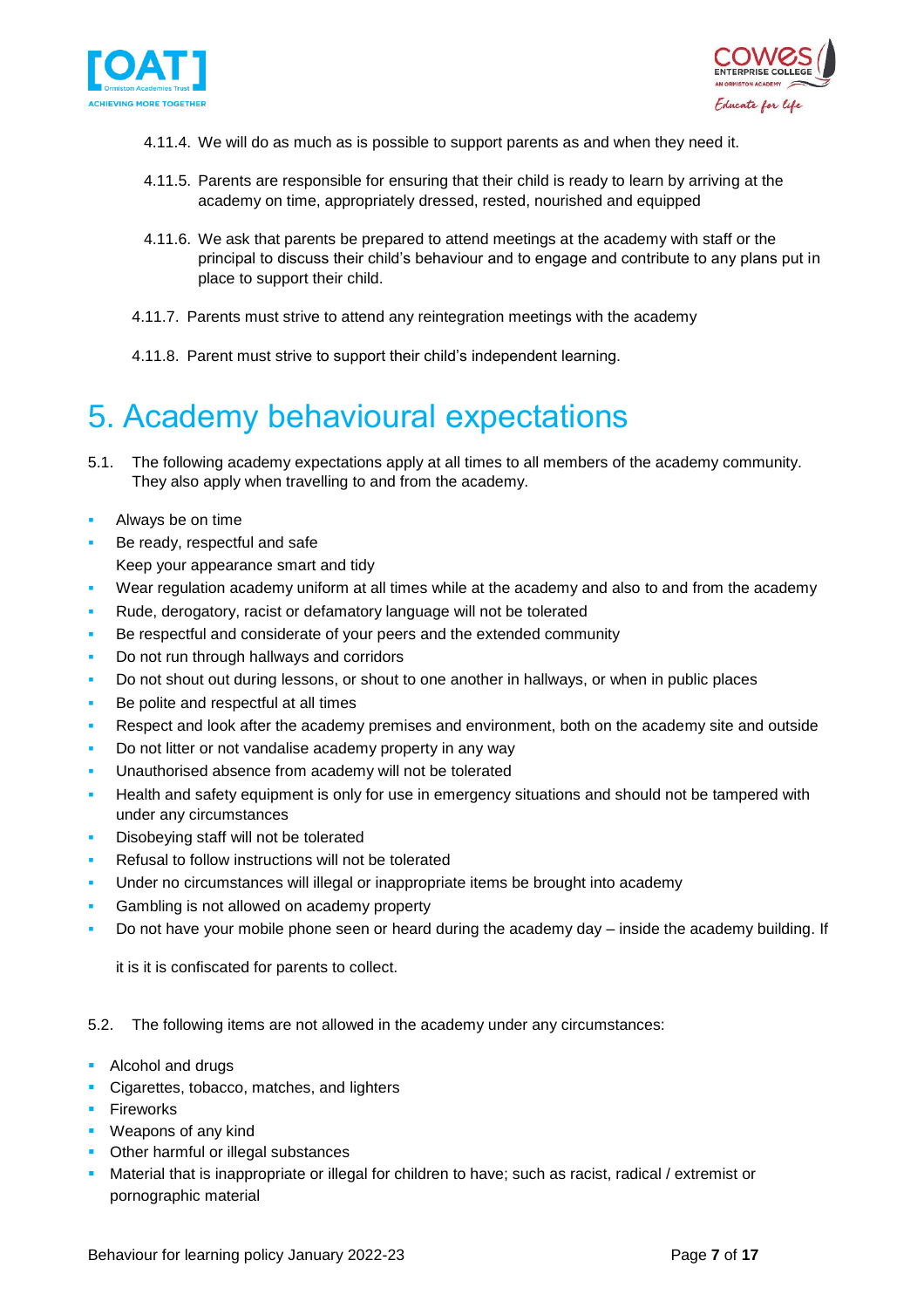4.11.4. We will do as much as is possible to support parents as and when they need it.

4.11.5. Parents are responsible for ensuring that their child is ready to learn by arriving at the academy on time, appropriately dressed, rested, nourished and equipped

4.11.6. We ask that parents be prepared to attend meetings at the academy with staff or the principal to discuss their child's behaviour and to engage and contribute to any plans put in place to support their child.

4.11.7. Parents must strive to attend any reintegration meetings with the academy

4.11.8. Parent must strive to support their child's independent learning.

# 5. Academy behavioural expectations

5.1. The following academy expectations apply at all times to all members of the academy community. They also apply when travelling to and from the academy.

- Always be on time
- Be ready, respectful and safe
  Keep your appearance smart and tidy
- Wear regulation academy uniform at all times while at the academy and also to and from the academy
- Rude, derogatory, racist or defamatory language will not be tolerated
- Be respectful and considerate of your peers and the extended community
- Do not run through hallways and corridors
- Do not shout out during lessons, or shout to one another in hallways, or when in public places
- Be polite and respectful at all times
- Respect and look after the academy premises and environment, both on the academy site and outside
- Do not litter or not vandalise academy property in any way
- Unauthorised absence from academy will not be tolerated
- Health and safety equipment is only for use in emergency situations and should not be tampered with under any circumstances
- Disobeying staff will not be tolerated
- Refusal to follow instructions will not be tolerated
- Under no circumstances will illegal or inappropriate items be brought into academy
- Gambling is not allowed on academy property
- Do not have your mobile phone seen or heard during the academy day – inside the academy building. If

  it is it is confiscated for parents to collect.

5.2. The following items are not allowed in the academy under any circumstances:

- Alcohol and drugs
- Cigarettes, tobacco, matches, and lighters
- Fireworks
- Weapons of any kind
- Other harmful or illegal substances
- Material that is inappropriate or illegal for children to have; such as racist, radical / extremist or pornographic material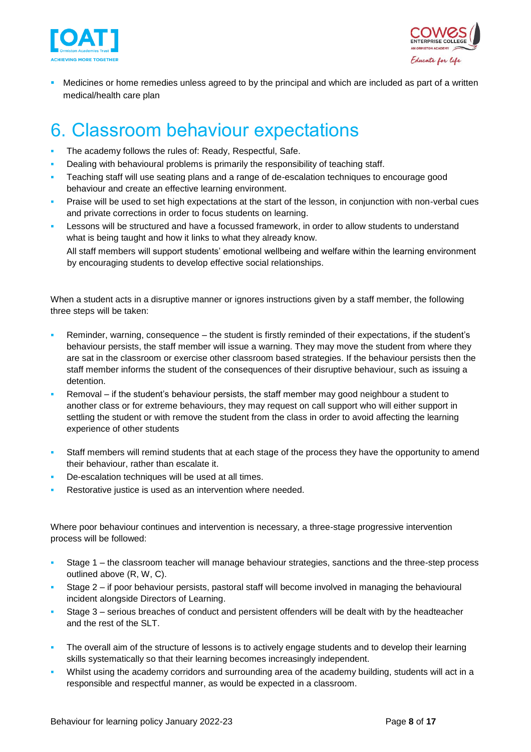- Medicines or home remedies unless agreed to by the principal and which are included as part of a written medical/health care plan

# 6. Classroom behaviour expectations

- The academy follows the rules of: Ready, Respectful, Safe.
- Dealing with behavioural problems is primarily the responsibility of teaching staff.
- Teaching staff will use seating plans and a range of de-escalation techniques to encourage good behaviour and create an effective learning environment.
- Praise will be used to set high expectations at the start of the lesson, in conjunction with non-verbal cues and private corrections in order to focus students on learning.
- Lessons will be structured and have a focussed framework, in order to allow students to understand what is being taught and how it links to what they already know.

  All staff members will support students' emotional wellbeing and welfare within the learning environment by encouraging students to develop effective social relationships.

When a student acts in a disruptive manner or ignores instructions given by a staff member, the following three steps will be taken:

- Reminder, warning, consequence – the student is firstly reminded of their expectations, if the student's behaviour persists, the staff member will issue a warning. They may move the student from where they are sat in the classroom or exercise other classroom based strategies. If the behaviour persists then the staff member informs the student of the consequences of their disruptive behaviour, such as issuing a detention.
- Removal – if the student's behaviour persists, the staff member may good neighbour a student to another class or for extreme behaviours, they may request on call support who will either support in settling the student or with remove the student from the class in order to avoid affecting the learning experience of other students

- Staff members will remind students that at each stage of the process they have the opportunity to amend their behaviour, rather than escalate it.
- De-escalation techniques will be used at all times.
- Restorative justice is used as an intervention where needed.

Where poor behaviour continues and intervention is necessary, a three-stage progressive intervention process will be followed:

- Stage 1 – the classroom teacher will manage behaviour strategies, sanctions and the three-step process outlined above (R, W, C).
- Stage 2 – if poor behaviour persists, pastoral staff will become involved in managing the behavioural incident alongside Directors of Learning.
- Stage 3 – serious breaches of conduct and persistent offenders will be dealt with by the headteacher and the rest of the SLT.

- The overall aim of the structure of lessons is to actively engage students and to develop their learning skills systematically so that their learning becomes increasingly independent.
- Whilst using the academy corridors and surrounding area of the academy building, students will act in a responsible and respectful manner, as would be expected in a classroom.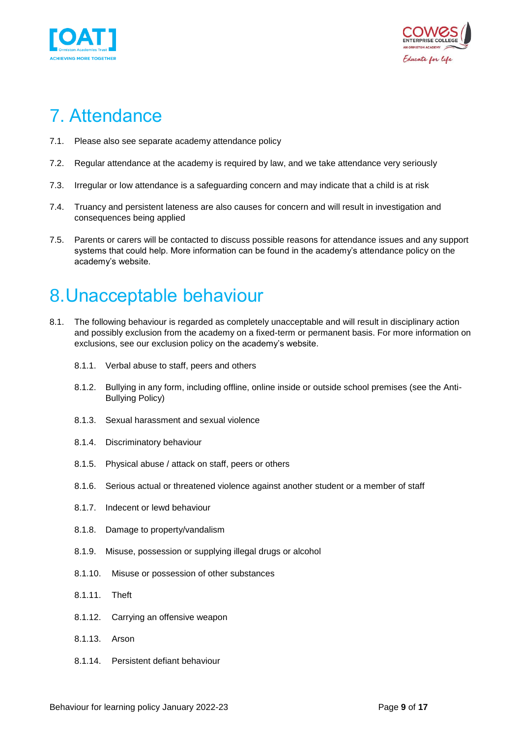# 7. Attendance

7.1. Please also see separate academy attendance policy

7.2. Regular attendance at the academy is required by law, and we take attendance very seriously

7.3. Irregular or low attendance is a safeguarding concern and may indicate that a child is at risk

7.4. Truancy and persistent lateness are also causes for concern and will result in investigation and consequences being applied

7.5. Parents or carers will be contacted to discuss possible reasons for attendance issues and any support systems that could help. More information can be found in the academy's attendance policy on the academy's website.

# 8. Unacceptable behaviour

8.1. The following behaviour is regarded as completely unacceptable and will result in disciplinary action and possibly exclusion from the academy on a fixed-term or permanent basis. For more information on exclusions, see our exclusion policy on the academy's website.

- 8.1.1. Verbal abuse to staff, peers and others
- 8.1.2. Bullying in any form, including offline, online inside or outside school premises (see the Anti-Bullying Policy)
- 8.1.3. Sexual harassment and sexual violence
- 8.1.4. Discriminatory behaviour
- 8.1.5. Physical abuse / attack on staff, peers or others
- 8.1.6. Serious actual or threatened violence against another student or a member of staff
- 8.1.7. Indecent or lewd behaviour
- 8.1.8. Damage to property/vandalism
- 8.1.9. Misuse, possession or supplying illegal drugs or alcohol
- 8.1.10. Misuse or possession of other substances
- 8.1.11. Theft
- 8.1.12. Carrying an offensive weapon
- 8.1.13. Arson
- 8.1.14. Persistent defiant behaviour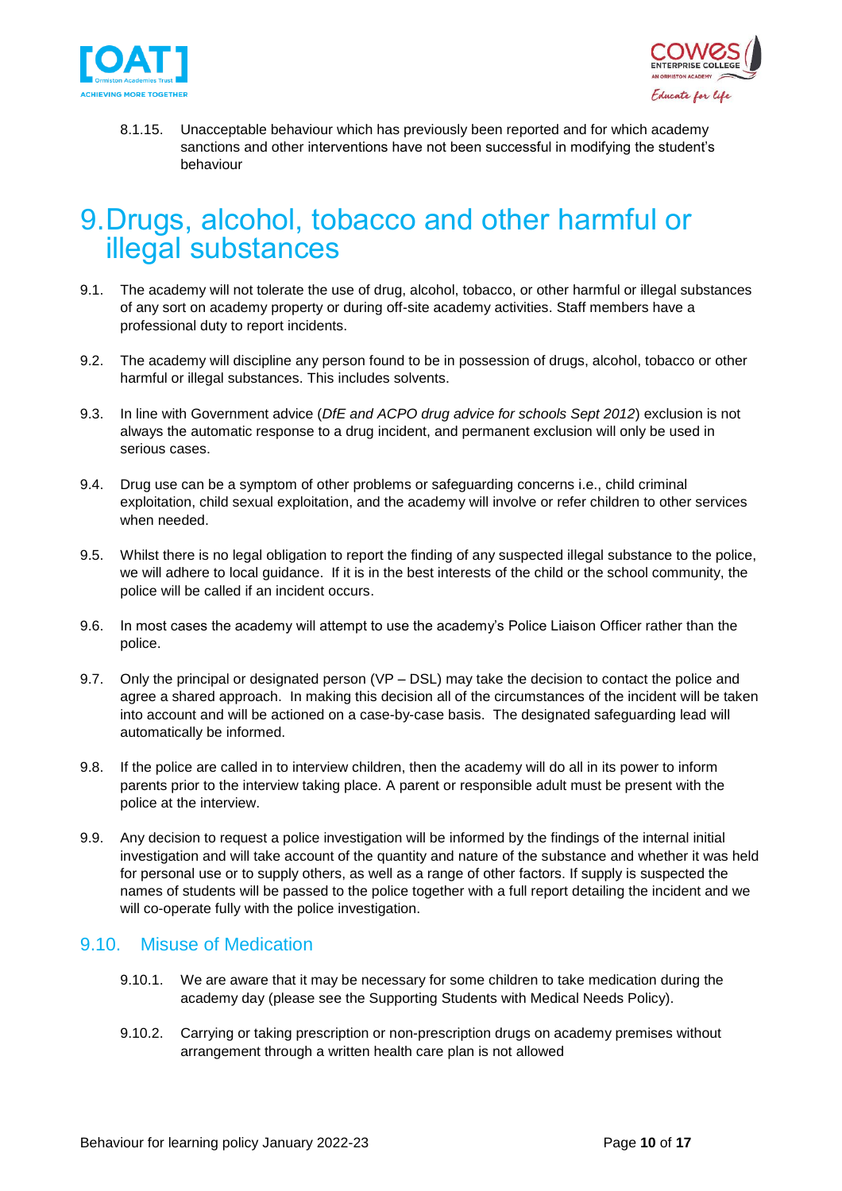8.1.15. Unacceptable behaviour which has previously been reported and for which academy sanctions and other interventions have not been successful in modifying the student's behaviour

# 9. Drugs, alcohol, tobacco and other harmful or illegal substances

9.1. The academy will not tolerate the use of drug, alcohol, tobacco, or other harmful or illegal substances of any sort on academy property or during off-site academy activities. Staff members have a professional duty to report incidents.

9.2. The academy will discipline any person found to be in possession of drugs, alcohol, tobacco or other harmful or illegal substances. This includes solvents.

9.3. In line with Government advice (*DfE and ACPO drug advice for schools Sept 2012*) exclusion is not always the automatic response to a drug incident, and permanent exclusion will only be used in serious cases.

9.4. Drug use can be a symptom of other problems or safeguarding concerns i.e., child criminal exploitation, child sexual exploitation, and the academy will involve or refer children to other services when needed.

9.5. Whilst there is no legal obligation to report the finding of any suspected illegal substance to the police, we will adhere to local guidance. If it is in the best interests of the child or the school community, the police will be called if an incident occurs.

9.6. In most cases the academy will attempt to use the academy's Police Liaison Officer rather than the police.

9.7. Only the principal or designated person (VP – DSL) may take the decision to contact the police and agree a shared approach. In making this decision all of the circumstances of the incident will be taken into account and will be actioned on a case-by-case basis. The designated safeguarding lead will automatically be informed.

9.8. If the police are called in to interview children, then the academy will do all in its power to inform parents prior to the interview taking place. A parent or responsible adult must be present with the police at the interview.

9.9. Any decision to request a police investigation will be informed by the findings of the internal initial investigation and will take account of the quantity and nature of the substance and whether it was held for personal use or to supply others, as well as a range of other factors. If supply is suspected the names of students will be passed to the police together with a full report detailing the incident and we will co-operate fully with the police investigation.

## 9.10. Misuse of Medication

9.10.1. We are aware that it may be necessary for some children to take medication during the academy day (please see the Supporting Students with Medical Needs Policy).

9.10.2. Carrying or taking prescription or non-prescription drugs on academy premises without arrangement through a written health care plan is not allowed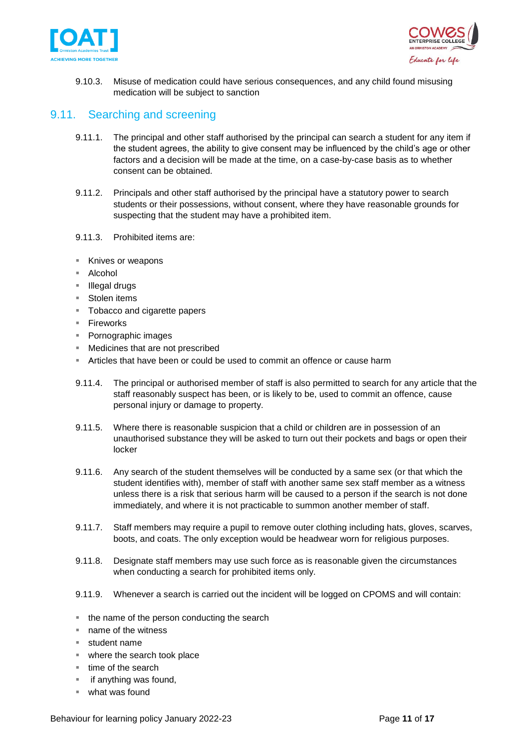9.10.3. Misuse of medication could have serious consequences, and any child found misusing medication will be subject to sanction

## 9.11. Searching and screening

9.11.1. The principal and other staff authorised by the principal can search a student for any item if the student agrees, the ability to give consent may be influenced by the child's age or other factors and a decision will be made at the time, on a case-by-case basis as to whether consent can be obtained.

9.11.2. Principals and other staff authorised by the principal have a statutory power to search students or their possessions, without consent, where they have reasonable grounds for suspecting that the student may have a prohibited item.

9.11.3. Prohibited items are:

- Knives or weapons
- Alcohol
- Illegal drugs
- Stolen items
- Tobacco and cigarette papers
- Fireworks
- Pornographic images
- Medicines that are not prescribed
- Articles that have been or could be used to commit an offence or cause harm

9.11.4. The principal or authorised member of staff is also permitted to search for any article that the staff reasonably suspect has been, or is likely to be, used to commit an offence, cause personal injury or damage to property.

9.11.5. Where there is reasonable suspicion that a child or children are in possession of an unauthorised substance they will be asked to turn out their pockets and bags or open their locker

9.11.6. Any search of the student themselves will be conducted by a same sex (or that which the student identifies with), member of staff with another same sex staff member as a witness unless there is a risk that serious harm will be caused to a person if the search is not done immediately, and where it is not practicable to summon another member of staff.

9.11.7. Staff members may require a pupil to remove outer clothing including hats, gloves, scarves, boots, and coats. The only exception would be headwear worn for religious purposes.

9.11.8. Designate staff members may use such force as is reasonable given the circumstances when conducting a search for prohibited items only.

9.11.9. Whenever a search is carried out the incident will be logged on CPOMS and will contain:

- the name of the person conducting the search
- name of the witness
- student name
- where the search took place
- time of the search
- if anything was found,
- what was found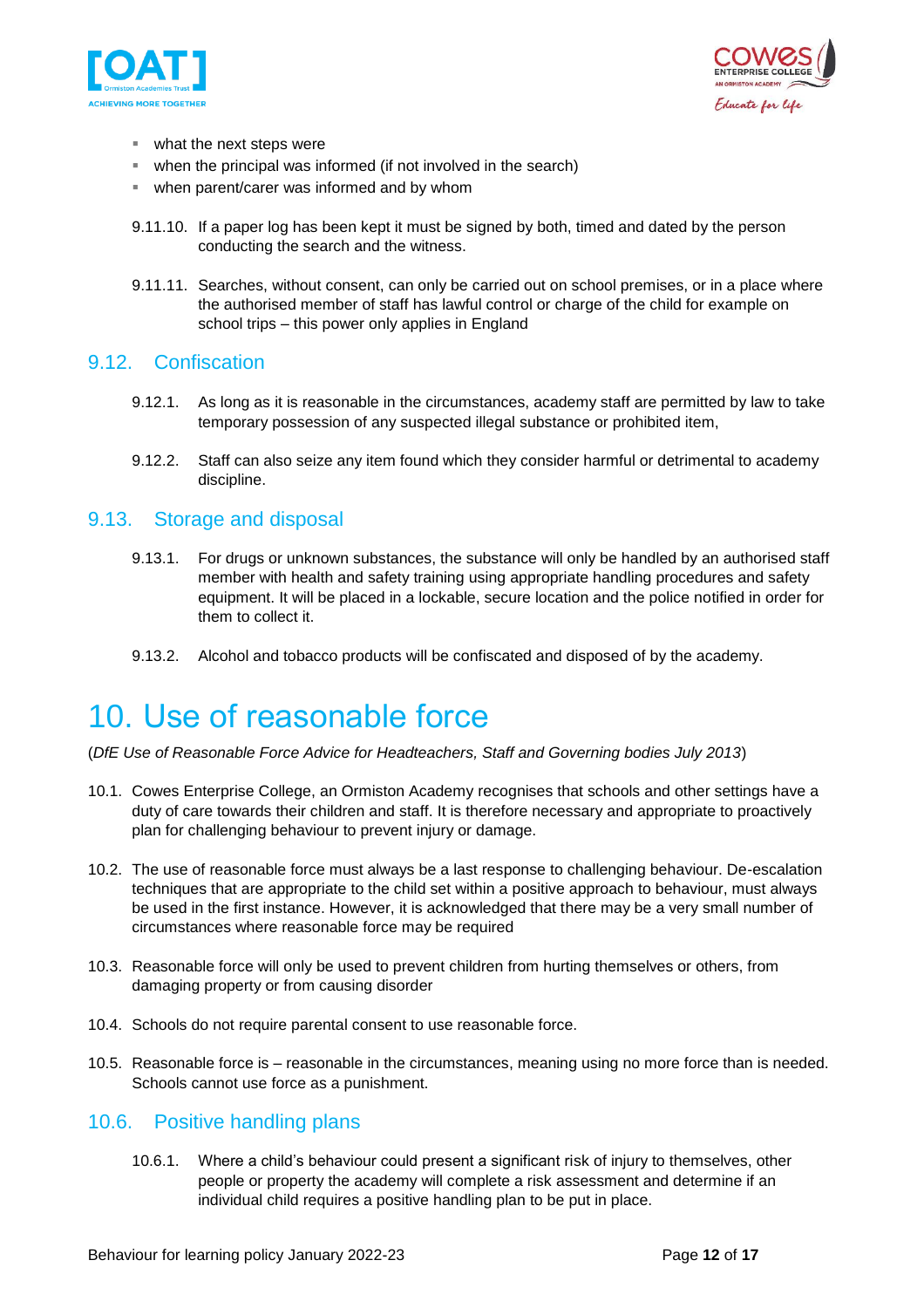- what the next steps were
- when the principal was informed (if not involved in the search)
- when parent/carer was informed and by whom

9.11.10. If a paper log has been kept it must be signed by both, timed and dated by the person conducting the search and the witness.

9.11.11. Searches, without consent, can only be carried out on school premises, or in a place where the authorised member of staff has lawful control or charge of the child for example on school trips – this power only applies in England

## 9.12. Confiscation

9.12.1. As long as it is reasonable in the circumstances, academy staff are permitted by law to take temporary possession of any suspected illegal substance or prohibited item,

9.12.2. Staff can also seize any item found which they consider harmful or detrimental to academy discipline.

## 9.13. Storage and disposal

9.13.1. For drugs or unknown substances, the substance will only be handled by an authorised staff member with health and safety training using appropriate handling procedures and safety equipment. It will be placed in a lockable, secure location and the police notified in order for them to collect it.

9.13.2. Alcohol and tobacco products will be confiscated and disposed of by the academy.

# 10. Use of reasonable force

(*DfE Use of Reasonable Force Advice for Headteachers, Staff and Governing bodies July 2013*)

10.1. Cowes Enterprise College, an Ormiston Academy recognises that schools and other settings have a duty of care towards their children and staff. It is therefore necessary and appropriate to proactively plan for challenging behaviour to prevent injury or damage.

10.2. The use of reasonable force must always be a last response to challenging behaviour. De-escalation techniques that are appropriate to the child set within a positive approach to behaviour, must always be used in the first instance. However, it is acknowledged that there may be a very small number of circumstances where reasonable force may be required

10.3. Reasonable force will only be used to prevent children from hurting themselves or others, from damaging property or from causing disorder

10.4. Schools do not require parental consent to use reasonable force.

10.5. Reasonable force is – reasonable in the circumstances, meaning using no more force than is needed. Schools cannot use force as a punishment.

## 10.6. Positive handling plans

10.6.1. Where a child's behaviour could present a significant risk of injury to themselves, other people or property the academy will complete a risk assessment and determine if an individual child requires a positive handling plan to be put in place.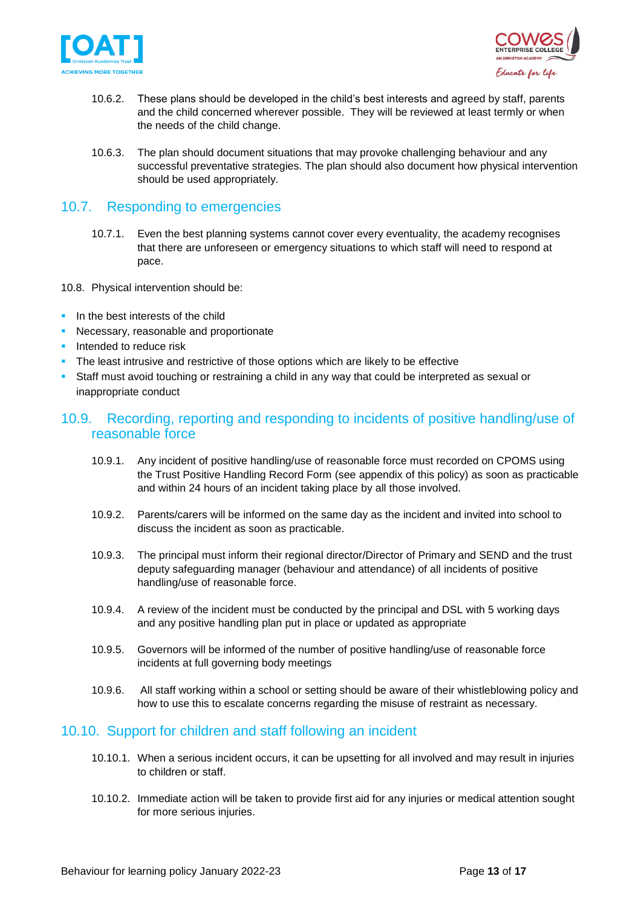10.6.2. These plans should be developed in the child's best interests and agreed by staff, parents and the child concerned wherever possible. They will be reviewed at least termly or when the needs of the child change.

10.6.3. The plan should document situations that may provoke challenging behaviour and any successful preventative strategies. The plan should also document how physical intervention should be used appropriately.

## 10.7. Responding to emergencies

10.7.1. Even the best planning systems cannot cover every eventuality, the academy recognises that there are unforeseen or emergency situations to which staff will need to respond at pace.

10.8. Physical intervention should be:

- In the best interests of the child
- Necessary, reasonable and proportionate
- Intended to reduce risk
- The least intrusive and restrictive of those options which are likely to be effective
- Staff must avoid touching or restraining a child in any way that could be interpreted as sexual or inappropriate conduct

## 10.9. Recording, reporting and responding to incidents of positive handling/use of reasonable force

10.9.1. Any incident of positive handling/use of reasonable force must recorded on CPOMS using the Trust Positive Handling Record Form (see appendix of this policy) as soon as practicable and within 24 hours of an incident taking place by all those involved.

10.9.2. Parents/carers will be informed on the same day as the incident and invited into school to discuss the incident as soon as practicable.

10.9.3. The principal must inform their regional director/Director of Primary and SEND and the trust deputy safeguarding manager (behaviour and attendance) of all incidents of positive handling/use of reasonable force.

10.9.4. A review of the incident must be conducted by the principal and DSL with 5 working days and any positive handling plan put in place or updated as appropriate

10.9.5. Governors will be informed of the number of positive handling/use of reasonable force incidents at full governing body meetings

10.9.6. All staff working within a school or setting should be aware of their whistleblowing policy and how to use this to escalate concerns regarding the misuse of restraint as necessary.

## 10.10. Support for children and staff following an incident

10.10.1. When a serious incident occurs, it can be upsetting for all involved and may result in injuries to children or staff.

10.10.2. Immediate action will be taken to provide first aid for any injuries or medical attention sought for more serious injuries.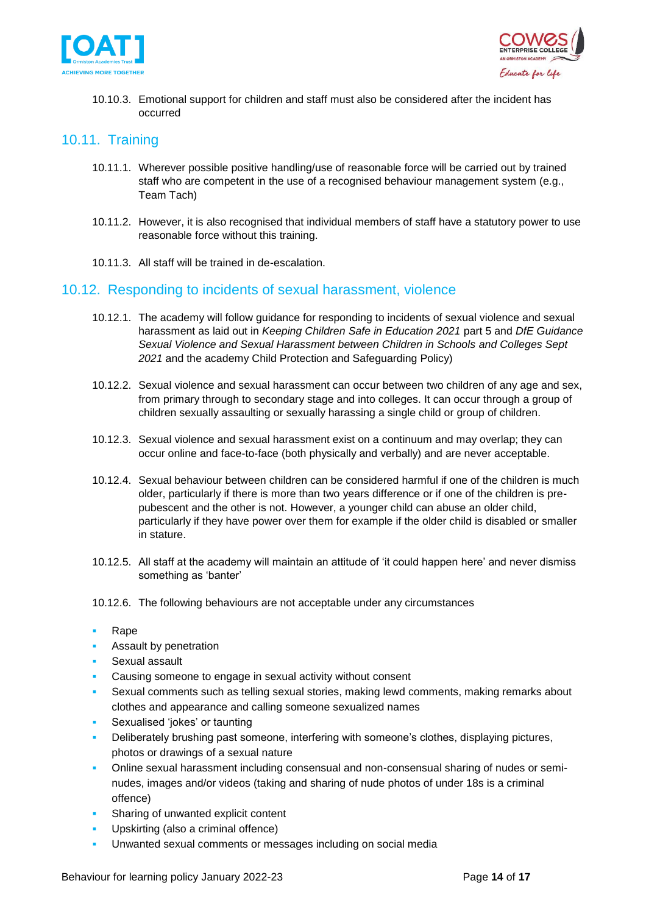10.10.3. Emotional support for children and staff must also be considered after the incident has occurred

## 10.11. Training

10.11.1. Wherever possible positive handling/use of reasonable force will be carried out by trained staff who are competent in the use of a recognised behaviour management system (e.g., Team Tach)

10.11.2. However, it is also recognised that individual members of staff have a statutory power to use reasonable force without this training.

10.11.3. All staff will be trained in de-escalation.

## 10.12. Responding to incidents of sexual harassment, violence

10.12.1. The academy will follow guidance for responding to incidents of sexual violence and sexual harassment as laid out in *Keeping Children Safe in Education 2021* part 5 and *DfE Guidance Sexual Violence and Sexual Harassment between Children in Schools and Colleges Sept 2021* and the academy Child Protection and Safeguarding Policy)

10.12.2. Sexual violence and sexual harassment can occur between two children of any age and sex, from primary through to secondary stage and into colleges. It can occur through a group of children sexually assaulting or sexually harassing a single child or group of children.

10.12.3. Sexual violence and sexual harassment exist on a continuum and may overlap; they can occur online and face-to-face (both physically and verbally) and are never acceptable.

10.12.4. Sexual behaviour between children can be considered harmful if one of the children is much older, particularly if there is more than two years difference or if one of the children is pre-pubescent and the other is not. However, a younger child can abuse an older child, particularly if they have power over them for example if the older child is disabled or smaller in stature.

10.12.5. All staff at the academy will maintain an attitude of 'it could happen here' and never dismiss something as 'banter'

10.12.6. The following behaviours are not acceptable under any circumstances

- Rape
- Assault by penetration
- Sexual assault
- Causing someone to engage in sexual activity without consent
- Sexual comments such as telling sexual stories, making lewd comments, making remarks about clothes and appearance and calling someone sexualized names
- Sexualised 'jokes' or taunting
- Deliberately brushing past someone, interfering with someone's clothes, displaying pictures, photos or drawings of a sexual nature
- Online sexual harassment including consensual and non-consensual sharing of nudes or semi-nudes, images and/or videos (taking and sharing of nude photos of under 18s is a criminal offence)
- Sharing of unwanted explicit content
- Upskirting (also a criminal offence)
- Unwanted sexual comments or messages including on social media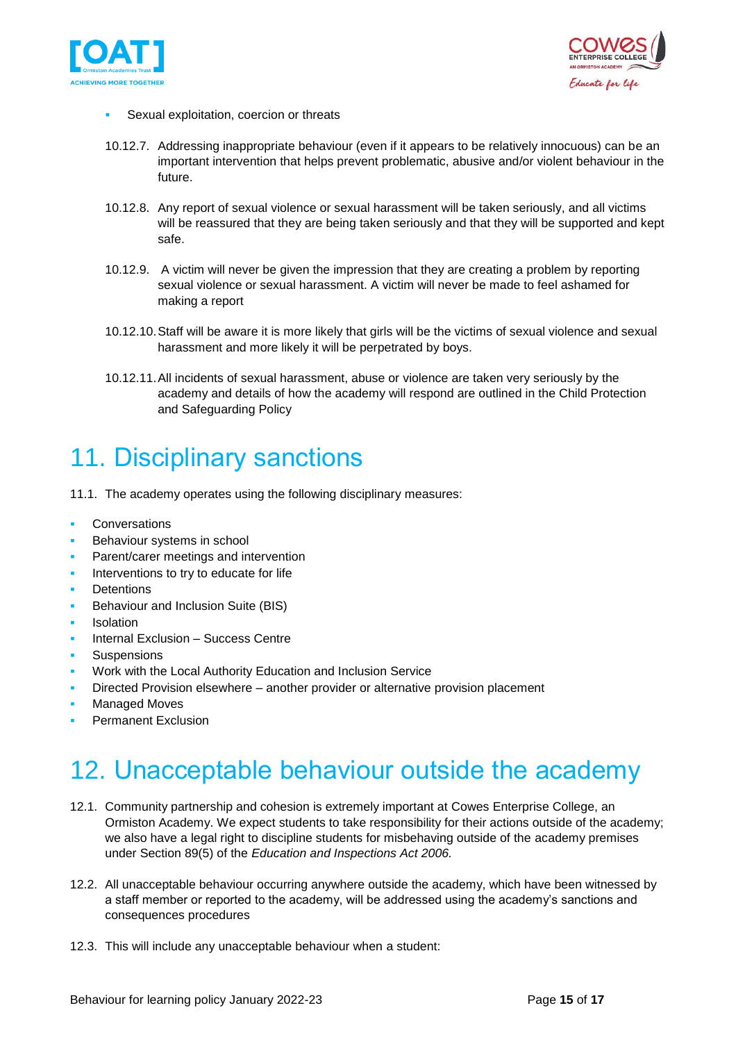- Sexual exploitation, coercion or threats

10.12.7. Addressing inappropriate behaviour (even if it appears to be relatively innocuous) can be an important intervention that helps prevent problematic, abusive and/or violent behaviour in the future.

10.12.8. Any report of sexual violence or sexual harassment will be taken seriously, and all victims will be reassured that they are being taken seriously and that they will be supported and kept safe.

10.12.9. A victim will never be given the impression that they are creating a problem by reporting sexual violence or sexual harassment. A victim will never be made to feel ashamed for making a report

10.12.10. Staff will be aware it is more likely that girls will be the victims of sexual violence and sexual harassment and more likely it will be perpetrated by boys.

10.12.11. All incidents of sexual harassment, abuse or violence are taken very seriously by the academy and details of how the academy will respond are outlined in the Child Protection and Safeguarding Policy

# 11. Disciplinary sanctions

11.1. The academy operates using the following disciplinary measures:

- Conversations
- Behaviour systems in school
- Parent/carer meetings and intervention
- Interventions to try to educate for life
- Detentions
- Behaviour and Inclusion Suite (BIS)
- Isolation
- Internal Exclusion – Success Centre
- Suspensions
- Work with the Local Authority Education and Inclusion Service
- Directed Provision elsewhere – another provider or alternative provision placement
- Managed Moves
- Permanent Exclusion

# 12. Unacceptable behaviour outside the academy

12.1. Community partnership and cohesion is extremely important at Cowes Enterprise College, an Ormiston Academy. We expect students to take responsibility for their actions outside of the academy; we also have a legal right to discipline students for misbehaving outside of the academy premises under Section 89(5) of the *Education and Inspections Act 2006.*

12.2. All unacceptable behaviour occurring anywhere outside the academy, which have been witnessed by a staff member or reported to the academy, will be addressed using the academy's sanctions and consequences procedures

12.3. This will include any unacceptable behaviour when a student: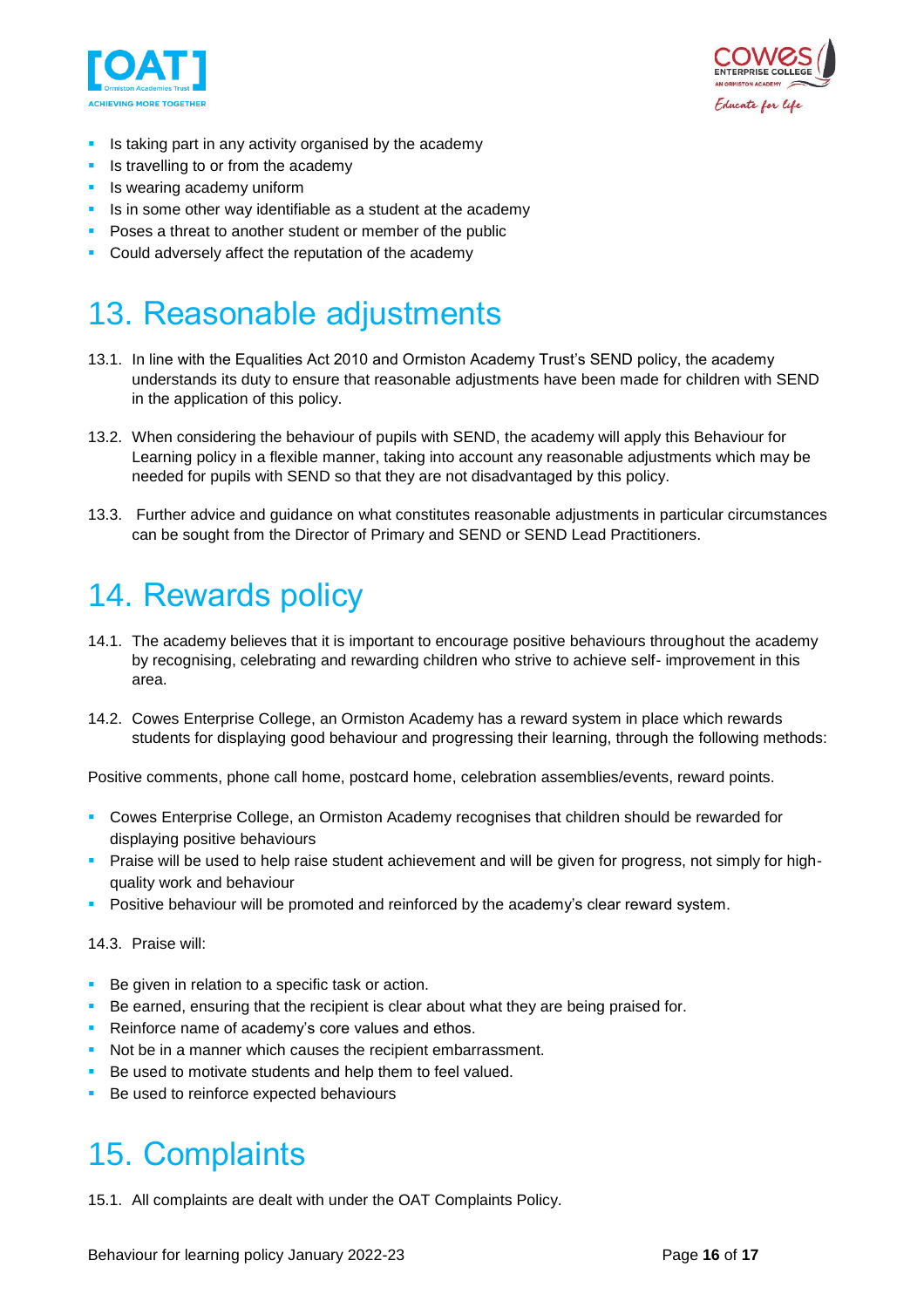- Is taking part in any activity organised by the academy
- Is travelling to or from the academy
- Is wearing academy uniform
- Is in some other way identifiable as a student at the academy
- Poses a threat to another student or member of the public
- Could adversely affect the reputation of the academy

# 13. Reasonable adjustments

13.1. In line with the Equalities Act 2010 and Ormiston Academy Trust's SEND policy, the academy understands its duty to ensure that reasonable adjustments have been made for children with SEND in the application of this policy.

13.2. When considering the behaviour of pupils with SEND, the academy will apply this Behaviour for Learning policy in a flexible manner, taking into account any reasonable adjustments which may be needed for pupils with SEND so that they are not disadvantaged by this policy.

13.3. Further advice and guidance on what constitutes reasonable adjustments in particular circumstances can be sought from the Director of Primary and SEND or SEND Lead Practitioners.

# 14. Rewards policy

14.1. The academy believes that it is important to encourage positive behaviours throughout the academy by recognising, celebrating and rewarding children who strive to achieve self- improvement in this area.

14.2. Cowes Enterprise College, an Ormiston Academy has a reward system in place which rewards students for displaying good behaviour and progressing their learning, through the following methods:

Positive comments, phone call home, postcard home, celebration assemblies/events, reward points.

- Cowes Enterprise College, an Ormiston Academy recognises that children should be rewarded for displaying positive behaviours
- Praise will be used to help raise student achievement and will be given for progress, not simply for high-quality work and behaviour
- Positive behaviour will be promoted and reinforced by the academy's clear reward system.

14.3. Praise will:

- Be given in relation to a specific task or action.
- Be earned, ensuring that the recipient is clear about what they are being praised for.
- Reinforce name of academy's core values and ethos.
- Not be in a manner which causes the recipient embarrassment.
- Be used to motivate students and help them to feel valued.
- Be used to reinforce expected behaviours

# 15. Complaints

15.1. All complaints are dealt with under the OAT Complaints Policy.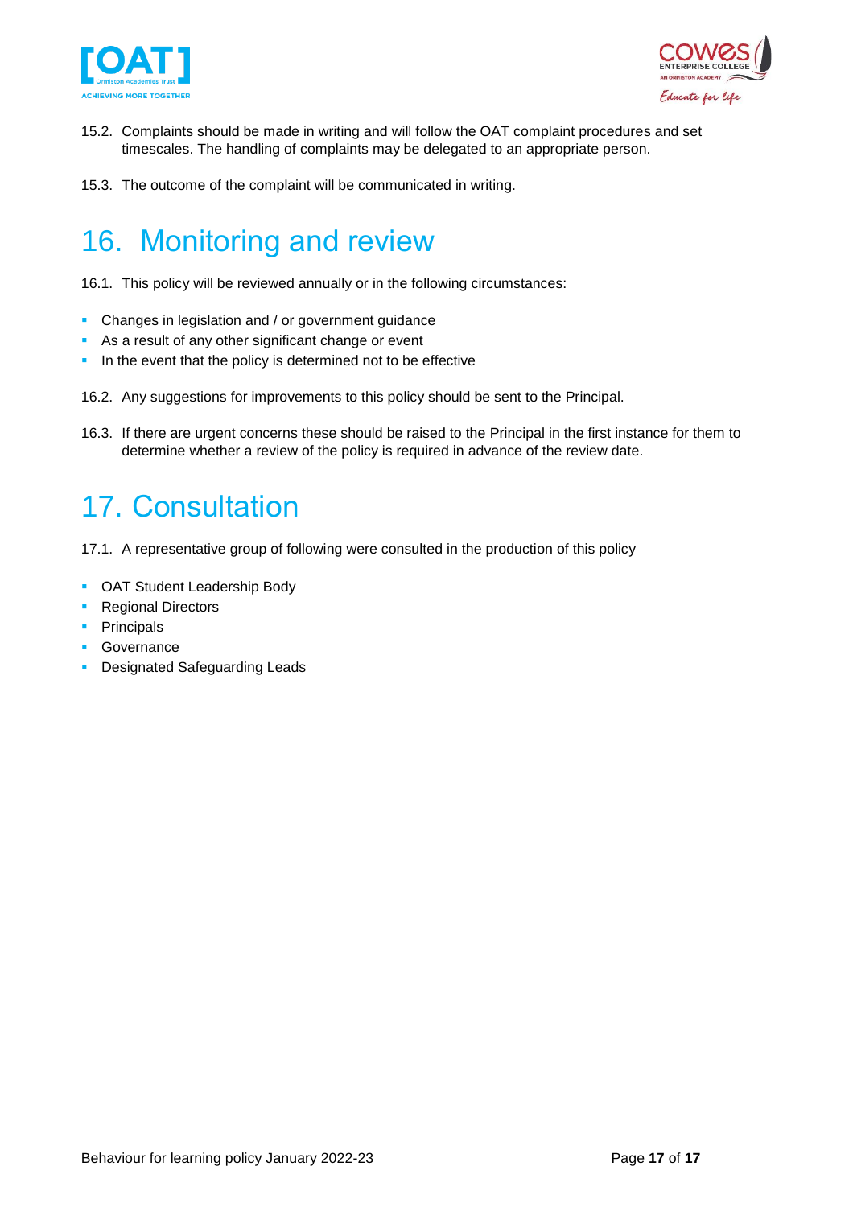15.2. Complaints should be made in writing and will follow the OAT complaint procedures and set timescales. The handling of complaints may be delegated to an appropriate person.

15.3. The outcome of the complaint will be communicated in writing.

# 16. Monitoring and review

16.1. This policy will be reviewed annually or in the following circumstances:

- Changes in legislation and / or government guidance
- As a result of any other significant change or event
- In the event that the policy is determined not to be effective

16.2. Any suggestions for improvements to this policy should be sent to the Principal.

16.3. If there are urgent concerns these should be raised to the Principal in the first instance for them to determine whether a review of the policy is required in advance of the review date.

# 17. Consultation

17.1. A representative group of following were consulted in the production of this policy

- OAT Student Leadership Body
- Regional Directors
- Principals
- Governance
- Designated Safeguarding Leads